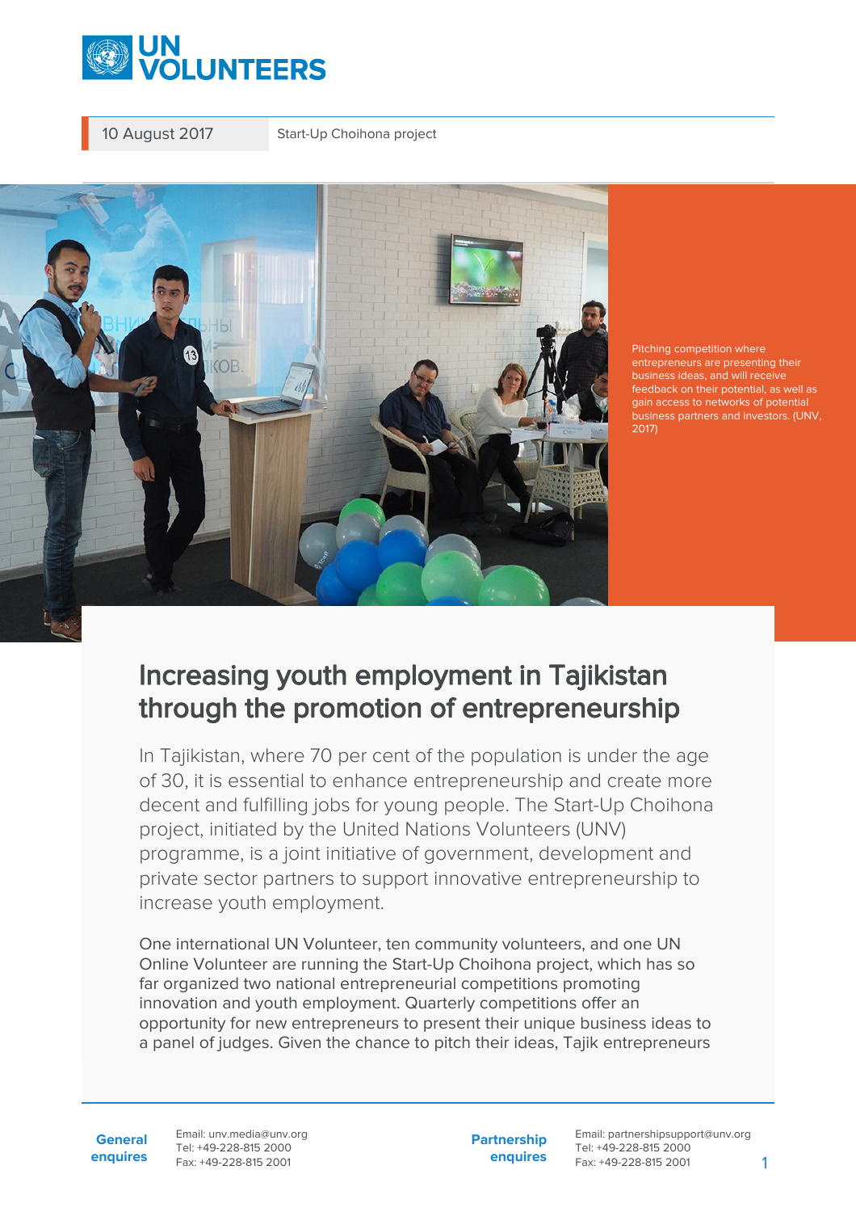10 August 2017 | Start-Up Choihona project

Pitching competition where entrepreneurs are presenting their business ideas, and will receive feedback on their potential, as well as gain access to networks of potential business partners and investors. (UNV, 2017)

# Increasing youth employment in Tajikistan through the promotion of entrepreneurship

In Tajikistan, where 70 per cent of the population is under the age of 30, it is essential to enhance entrepreneurship and create more decent and fulfilling jobs for young people. The Start-Up Choihona project, initiated by the United Nations Volunteers (UNV) programme, is a joint initiative of government, development and private sector partners to support innovative entrepreneurship to increase youth employment.

One international UN Volunteer, ten community volunteers, and one UN Online Volunteer are running the Start-Up Choihona project, which has so far organized two national entrepreneurial competitions promoting innovation and youth employment. Quarterly competitions offer an opportunity for new entrepreneurs to present their unique business ideas to a panel of judges. Given the chance to pitch their ideas, Tajik entrepreneurs

**General enquires**
Email: unv.media@unv.org
Tel: +49-228-815 2000
Fax: +49-228-815 2001

**Partnership enquires**
Email: partnershipsupport@unv.org
Tel: +49-228-815 2000
Fax: +49-228-815 2001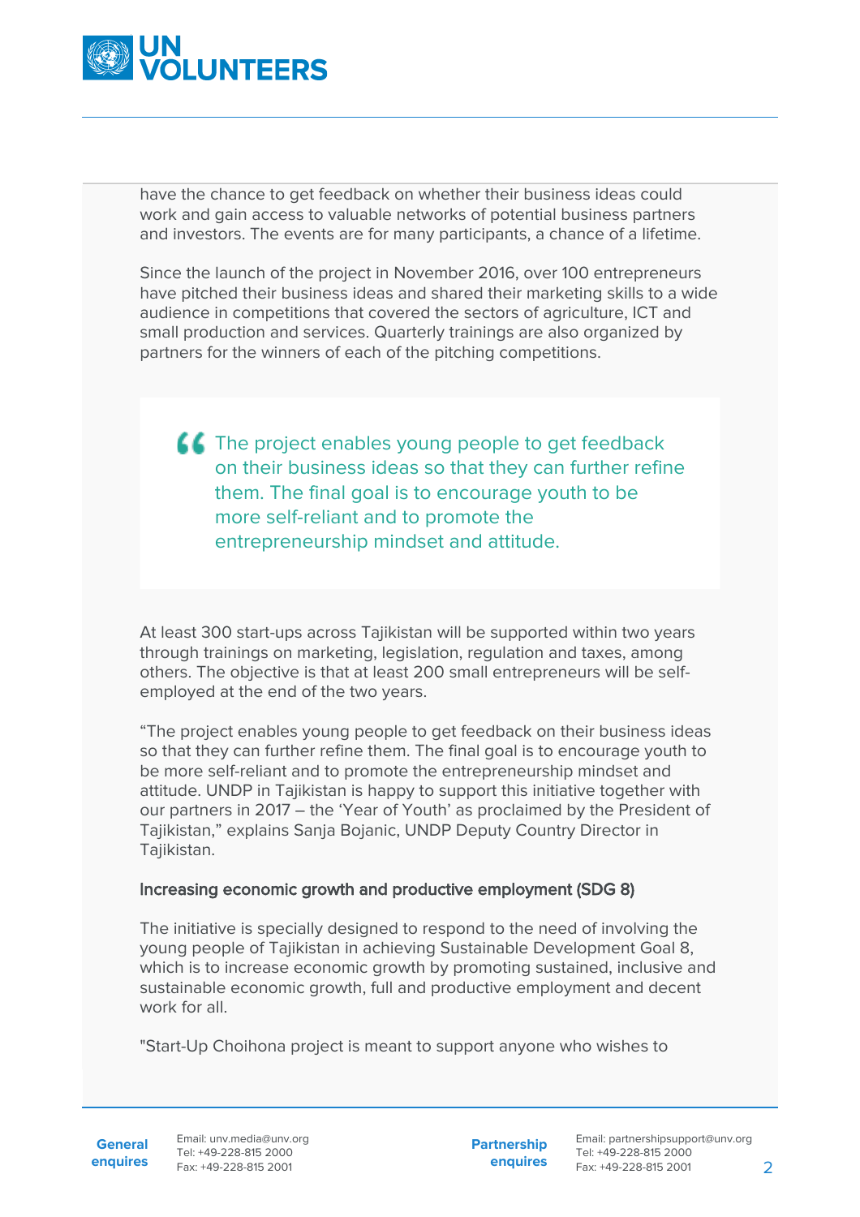have the chance to get feedback on whether their business ideas could work and gain access to valuable networks of potential business partners and investors. The events are for many participants, a chance of a lifetime.

Since the launch of the project in November 2016, over 100 entrepreneurs have pitched their business ideas and shared their marketing skills to a wide audience in competitions that covered the sectors of agriculture, ICT and small production and services. Quarterly trainings are also organized by partners for the winners of each of the pitching competitions.

> The project enables young people to get feedback on their business ideas so that they can further refine them. The final goal is to encourage youth to be more self-reliant and to promote the entrepreneurship mindset and attitude.

At least 300 start-ups across Tajikistan will be supported within two years through trainings on marketing, legislation, regulation and taxes, among others. The objective is that at least 200 small entrepreneurs will be self-employed at the end of the two years.

"The project enables young people to get feedback on their business ideas so that they can further refine them. The final goal is to encourage youth to be more self-reliant and to promote the entrepreneurship mindset and attitude. UNDP in Tajikistan is happy to support this initiative together with our partners in 2017 – the 'Year of Youth' as proclaimed by the President of Tajikistan," explains Sanja Bojanic, UNDP Deputy Country Director in Tajikistan.

### Increasing economic growth and productive employment (SDG 8)

The initiative is specially designed to respond to the need of involving the young people of Tajikistan in achieving Sustainable Development Goal 8, which is to increase economic growth by promoting sustained, inclusive and sustainable economic growth, full and productive employment and decent work for all.

"Start-Up Choihona project is meant to support anyone who wishes to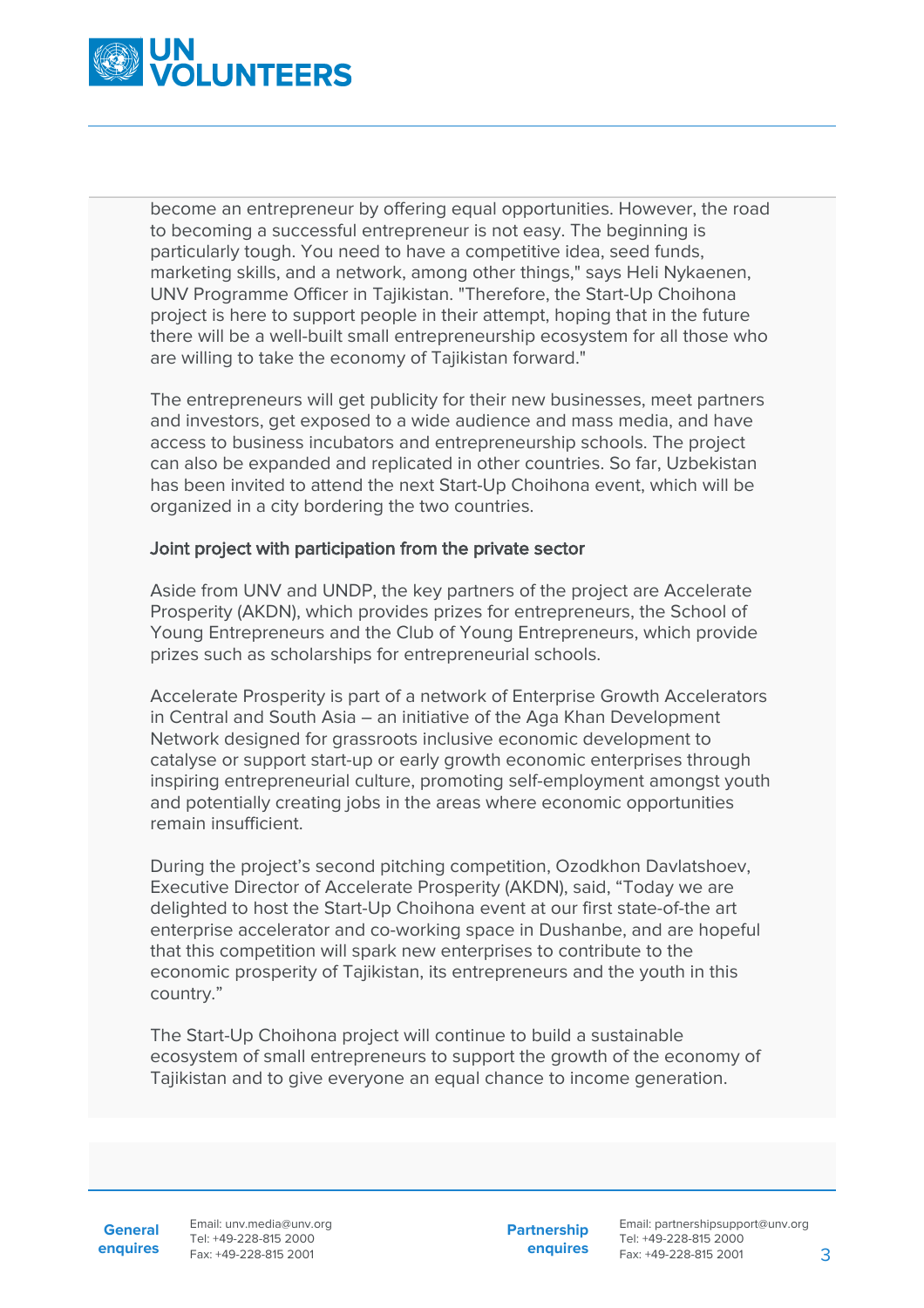become an entrepreneur by offering equal opportunities. However, the road to becoming a successful entrepreneur is not easy. The beginning is particularly tough. You need to have a competitive idea, seed funds, marketing skills, and a network, among other things," says Heli Nykaenen, UNV Programme Officer in Tajikistan. "Therefore, the Start-Up Choihona project is here to support people in their attempt, hoping that in the future there will be a well-built small entrepreneurship ecosystem for all those who are willing to take the economy of Tajikistan forward."

The entrepreneurs will get publicity for their new businesses, meet partners and investors, get exposed to a wide audience and mass media, and have access to business incubators and entrepreneurship schools. The project can also be expanded and replicated in other countries. So far, Uzbekistan has been invited to attend the next Start-Up Choihona event, which will be organized in a city bordering the two countries.

### Joint project with participation from the private sector

Aside from UNV and UNDP, the key partners of the project are Accelerate Prosperity (AKDN), which provides prizes for entrepreneurs, the School of Young Entrepreneurs and the Club of Young Entrepreneurs, which provide prizes such as scholarships for entrepreneurial schools.

Accelerate Prosperity is part of a network of Enterprise Growth Accelerators in Central and South Asia – an initiative of the Aga Khan Development Network designed for grassroots inclusive economic development to catalyse or support start-up or early growth economic enterprises through inspiring entrepreneurial culture, promoting self-employment amongst youth and potentially creating jobs in the areas where economic opportunities remain insufficient.

During the project's second pitching competition, Ozodkhon Davlatshoev, Executive Director of Accelerate Prosperity (AKDN), said, "Today we are delighted to host the Start-Up Choihona event at our first state-of-the art enterprise accelerator and co-working space in Dushanbe, and are hopeful that this competition will spark new enterprises to contribute to the economic prosperity of Tajikistan, its entrepreneurs and the youth in this country."

The Start-Up Choihona project will continue to build a sustainable ecosystem of small entrepreneurs to support the growth of the economy of Tajikistan and to give everyone an equal chance to income generation.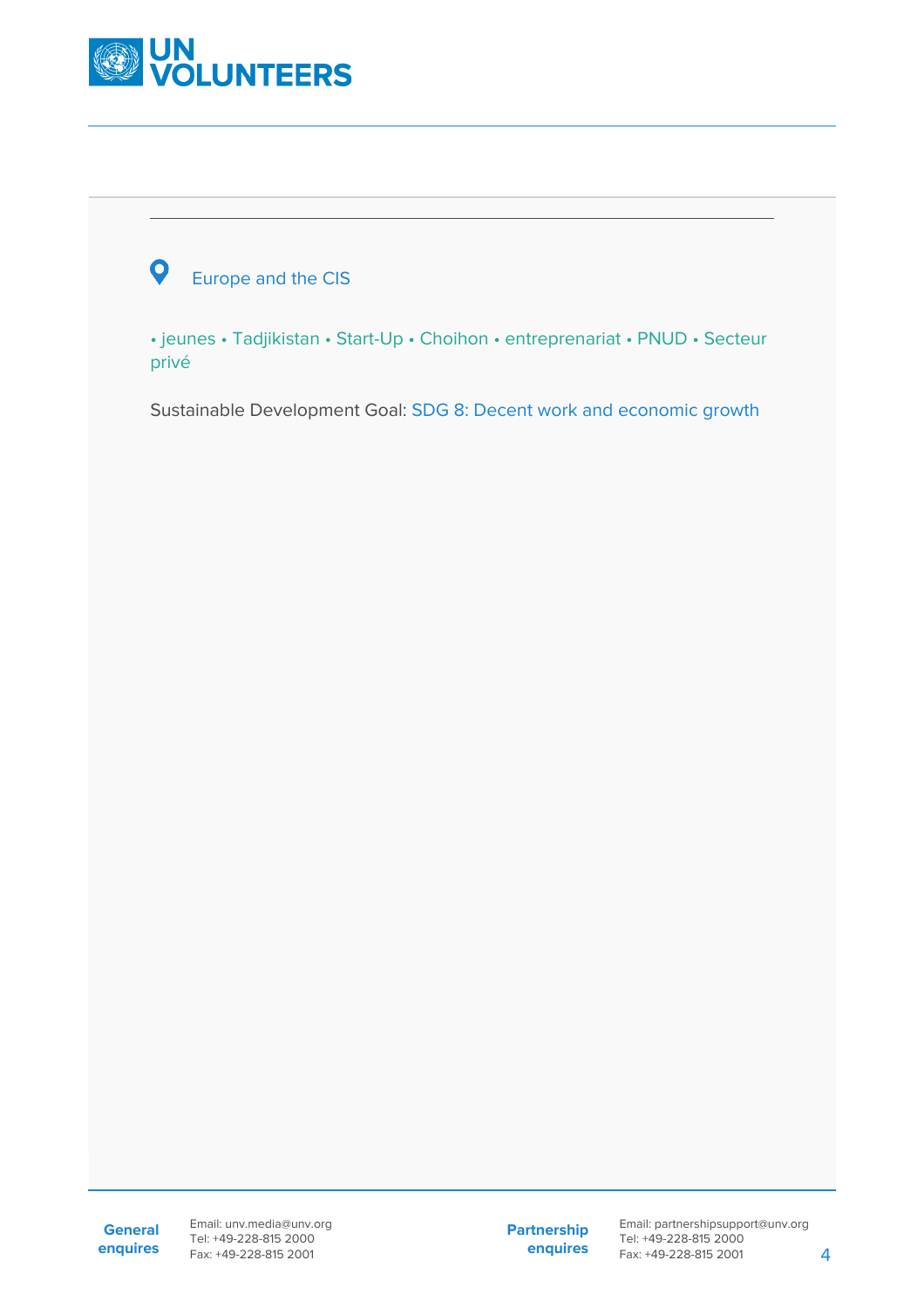Europe and the CIS

• jeunes • Tadjikistan • Start-Up • Choihon • entreprenariat • PNUD • Secteur privé

Sustainable Development Goal: SDG 8: Decent work and economic growth

**General enquires**

Email: unv.media@unv.org
Tel: +49-228-815 2000
Fax: +49-228-815 2001

**Partnership enquires**

Email: partnershipsupport@unv.org
Tel: +49-228-815 2000
Fax: +49-228-815 2001